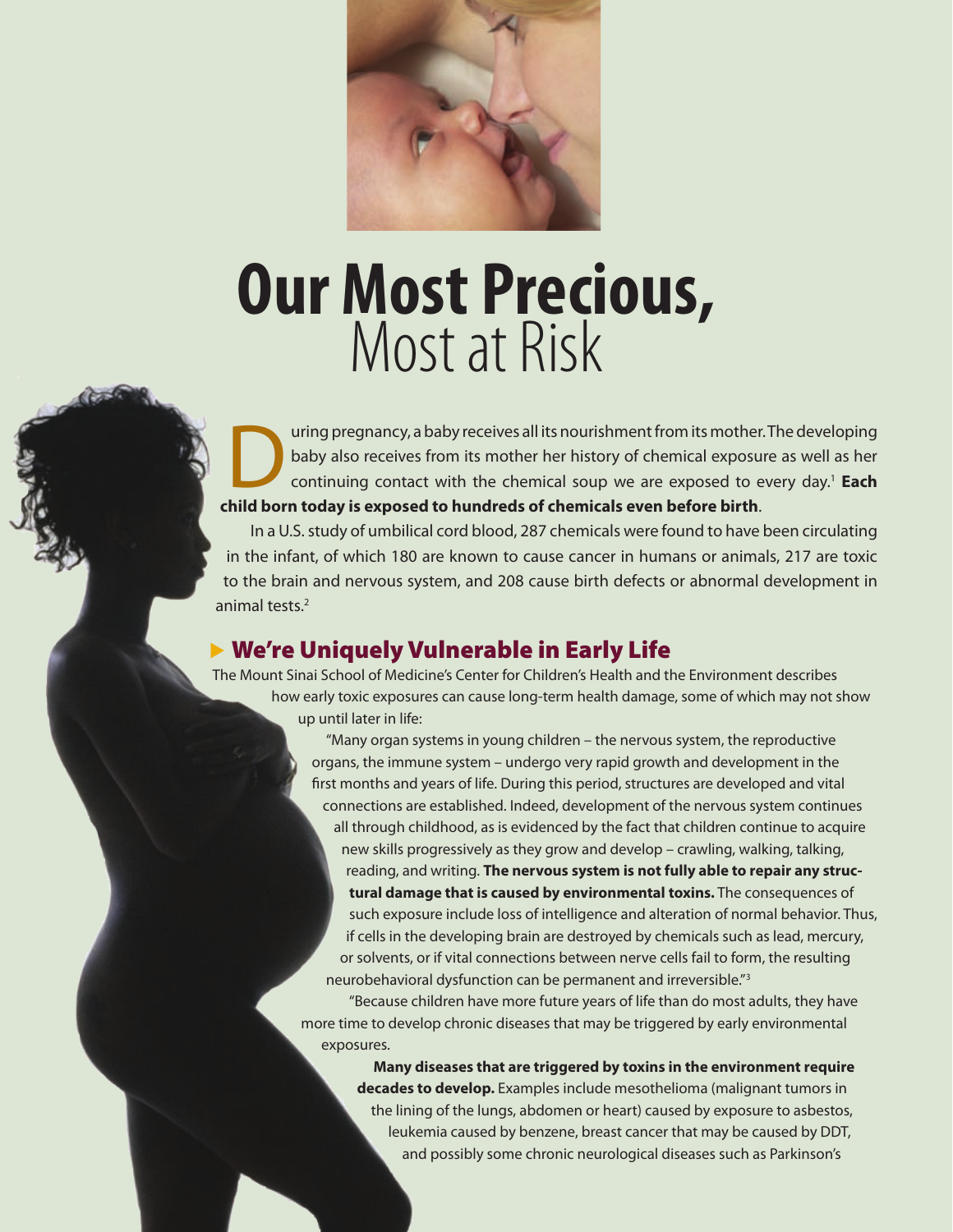# Our Most Precious, Most at Risk

During pregnancy, a baby receives all its nourishment from its mother. The developing baby also receives from its mother her history of chemical exposure as well as her continuing contact with the chemical soup we are exposed to every day.[1] **Each child born today is exposed to hundreds of chemicals even before birth**.

In a U.S. study of umbilical cord blood, 287 chemicals were found to have been circulating in the infant, of which 180 are known to cause cancer in humans or animals, 217 are toxic to the brain and nervous system, and 208 cause birth defects or abnormal development in animal tests.[2]

## We're Uniquely Vulnerable in Early Life

The Mount Sinai School of Medicine's Center for Children's Health and the Environment describes how early toxic exposures can cause long-term health damage, some of which may not show up until later in life:

"Many organ systems in young children – the nervous system, the reproductive organs, the immune system – undergo very rapid growth and development in the first months and years of life. During this period, structures are developed and vital connections are established. Indeed, development of the nervous system continues all through childhood, as is evidenced by the fact that children continue to acquire new skills progressively as they grow and develop – crawling, walking, talking, reading, and writing. **The nervous system is not fully able to repair any structural damage that is caused by environmental toxins.** The consequences of such exposure include loss of intelligence and alteration of normal behavior. Thus, if cells in the developing brain are destroyed by chemicals such as lead, mercury, or solvents, or if vital connections between nerve cells fail to form, the resulting neurobehavioral dysfunction can be permanent and irreversible."[3]

"Because children have more future years of life than do most adults, they have more time to develop chronic diseases that may be triggered by early environmental exposures.

**Many diseases that are triggered by toxins in the environment require decades to develop.** Examples include mesothelioma (malignant tumors in the lining of the lungs, abdomen or heart) caused by exposure to asbestos, leukemia caused by benzene, breast cancer that may be caused by DDT, and possibly some chronic neurological diseases such as Parkinson's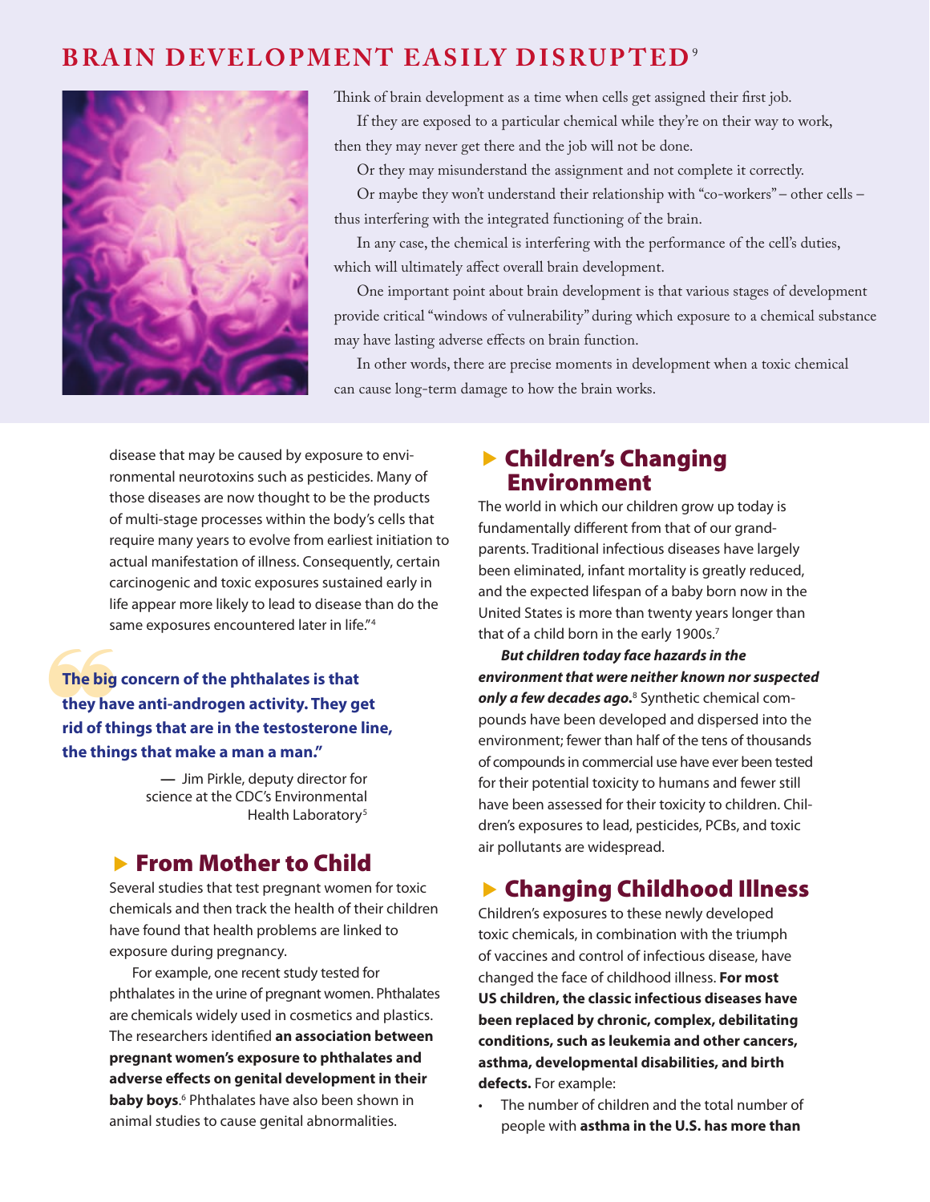## BRAIN DEVELOPMENT EASILY DISRUPTED[9]

Think of brain development as a time when cells get assigned their first job.

If they are exposed to a particular chemical while they're on their way to work, then they may never get there and the job will not be done.

Or they may misunderstand the assignment and not complete it correctly.

Or maybe they won't understand their relationship with "co-workers" – other cells – thus interfering with the integrated functioning of the brain.

In any case, the chemical is interfering with the performance of the cell's duties, which will ultimately affect overall brain development.

One important point about brain development is that various stages of development provide critical "windows of vulnerability" during which exposure to a chemical substance may have lasting adverse effects on brain function.

In other words, there are precise moments in development when a toxic chemical can cause long-term damage to how the brain works.

disease that may be caused by exposure to environmental neurotoxins such as pesticides. Many of those diseases are now thought to be the products of multi-stage processes within the body's cells that require many years to evolve from earliest initiation to actual manifestation of illness. Consequently, certain carcinogenic and toxic exposures sustained early in life appear more likely to lead to disease than do the same exposures encountered later in life."[4]

> **"The big concern of the phthalates is that they have anti-androgen activity. They get rid of things that are in the testosterone line, the things that make a man a man."**
>
> — Jim Pirkle, deputy director for science at the CDC's Environmental Health Laboratory[5]

### From Mother to Child

Several studies that test pregnant women for toxic chemicals and then track the health of their children have found that health problems are linked to exposure during pregnancy.

For example, one recent study tested for phthalates in the urine of pregnant women. Phthalates are chemicals widely used in cosmetics and plastics. The researchers identified **an association between pregnant women's exposure to phthalates and adverse effects on genital development in their baby boys**.[6] Phthalates have also been shown in animal studies to cause genital abnormalities.

### Children's Changing Environment

The world in which our children grow up today is fundamentally different from that of our grandparents. Traditional infectious diseases have largely been eliminated, infant mortality is greatly reduced, and the expected lifespan of a baby born now in the United States is more than twenty years longer than that of a child born in the early 1900s.[7]

***But children today face hazards in the environment that were neither known nor suspected only a few decades ago.***[8] Synthetic chemical compounds have been developed and dispersed into the environment; fewer than half of the tens of thousands of compounds in commercial use have ever been tested for their potential toxicity to humans and fewer still have been assessed for their toxicity to children. Children's exposures to lead, pesticides, PCBs, and toxic air pollutants are widespread.

### Changing Childhood Illness

Children's exposures to these newly developed toxic chemicals, in combination with the triumph of vaccines and control of infectious disease, have changed the face of childhood illness. **For most US children, the classic infectious diseases have been replaced by chronic, complex, debilitating conditions, such as leukemia and other cancers, asthma, developmental disabilities, and birth defects.** For example:

- The number of children and the total number of people with **asthma in the U.S. has more than**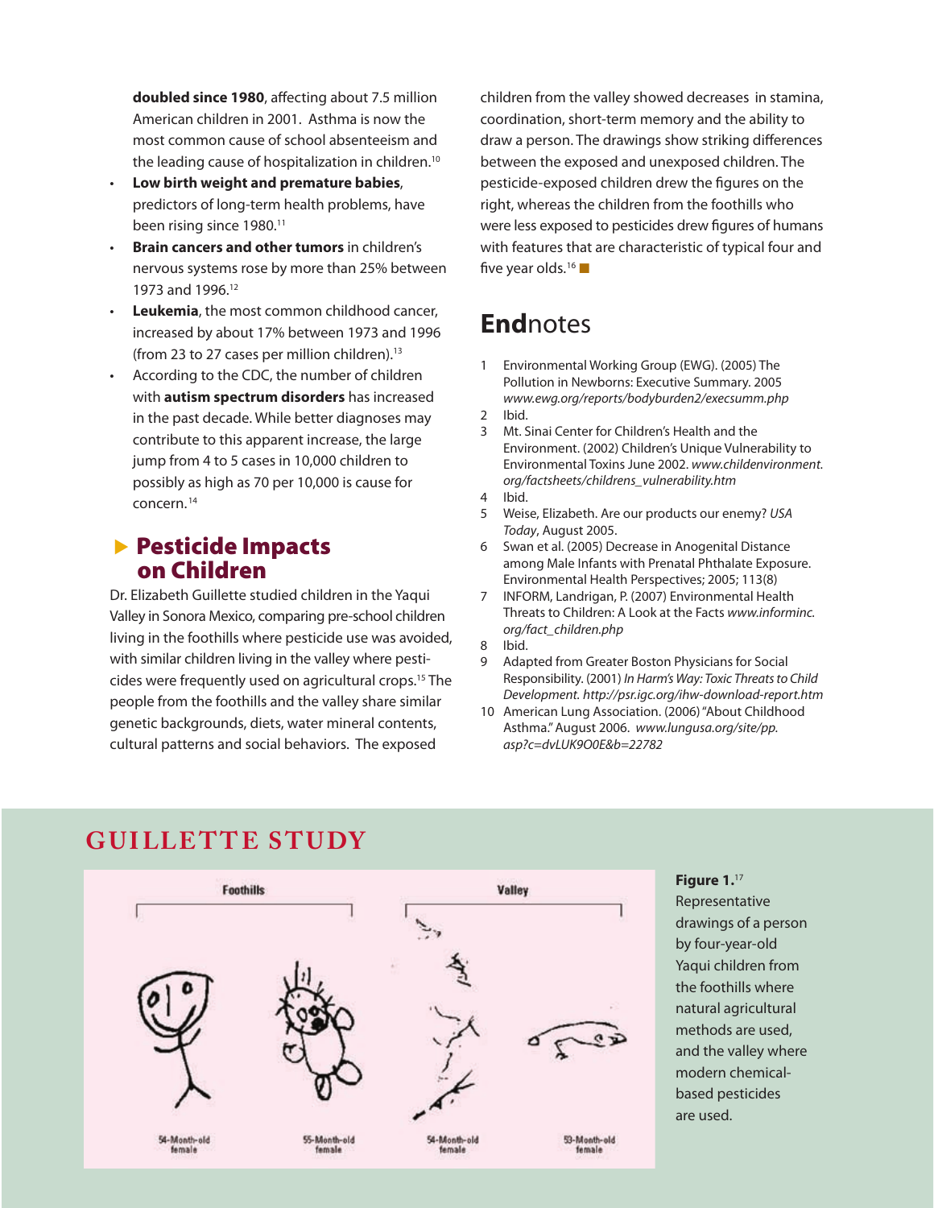**doubled since 1980**, affecting about 7.5 million American children in 2001. Asthma is now the most common cause of school absenteeism and the leading cause of hospitalization in children.[10]

- **Low birth weight and premature babies**, predictors of long-term health problems, have been rising since 1980.[11]
- **Brain cancers and other tumors** in children's nervous systems rose by more than 25% between 1973 and 1996.[12]
- **Leukemia**, the most common childhood cancer, increased by about 17% between 1973 and 1996 (from 23 to 27 cases per million children).[13]
- According to the CDC, the number of children with **autism spectrum disorders** has increased in the past decade. While better diagnoses may contribute to this apparent increase, the large jump from 4 to 5 cases in 10,000 children to possibly as high as 70 per 10,000 is cause for concern.[14]

## Pesticide Impacts on Children

Dr. Elizabeth Guillette studied children in the Yaqui Valley in Sonora Mexico, comparing pre-school children living in the foothills where pesticide use was avoided, with similar children living in the valley where pesticides were frequently used on agricultural crops.[15] The people from the foothills and the valley share similar genetic backgrounds, diets, water mineral contents, cultural patterns and social behaviors. The exposed children from the valley showed decreases in stamina, coordination, short-term memory and the ability to draw a person. The drawings show striking differences between the exposed and unexposed children. The pesticide-exposed children drew the figures on the right, whereas the children from the foothills who were less exposed to pesticides drew figures of humans with features that are characteristic of typical four and five year olds.[16]

## Endnotes

1. Environmental Working Group (EWG). (2005) The Pollution in Newborns: Executive Summary. 2005 *www.ewg.org/reports/bodyburden2/execsumm.php*
2. Ibid.
3. Mt. Sinai Center for Children's Health and the Environment. (2002) Children's Unique Vulnerability to Environmental Toxins June 2002. *www.childenvironment.org/factsheets/childrens_vulnerability.htm*
4. Ibid.
5. Weise, Elizabeth. Are our products our enemy? *USA Today*, August 2005.
6. Swan et al. (2005) Decrease in Anogenital Distance among Male Infants with Prenatal Phthalate Exposure. Environmental Health Perspectives; 2005; 113(8)
7. INFORM, Landrigan, P. (2007) Environmental Health Threats to Children: A Look at the Facts *www.informinc.org/fact_children.php*
8. Ibid.
9. Adapted from Greater Boston Physicians for Social Responsibility. (2001) *In Harm's Way: Toxic Threats to Child Development. http://psr.igc.org/ihw-download-report.htm*
10. American Lung Association. (2006) "About Childhood Asthma." August 2006. *www.lungusa.org/site/pp.asp?c=dvLUK9O0E&b=22782*

## GUILLETTE STUDY

| Foothills | | Valley | |
|---|---|---|---|
| 54-Month-old female | 55-Month-old female | 54-Month-old female | 53-Month-old female |

**Figure 1.**[17] Representative drawings of a person by four-year-old Yaqui children from the foothills where natural agricultural methods are used, and the valley where modern chemical-based pesticides are used.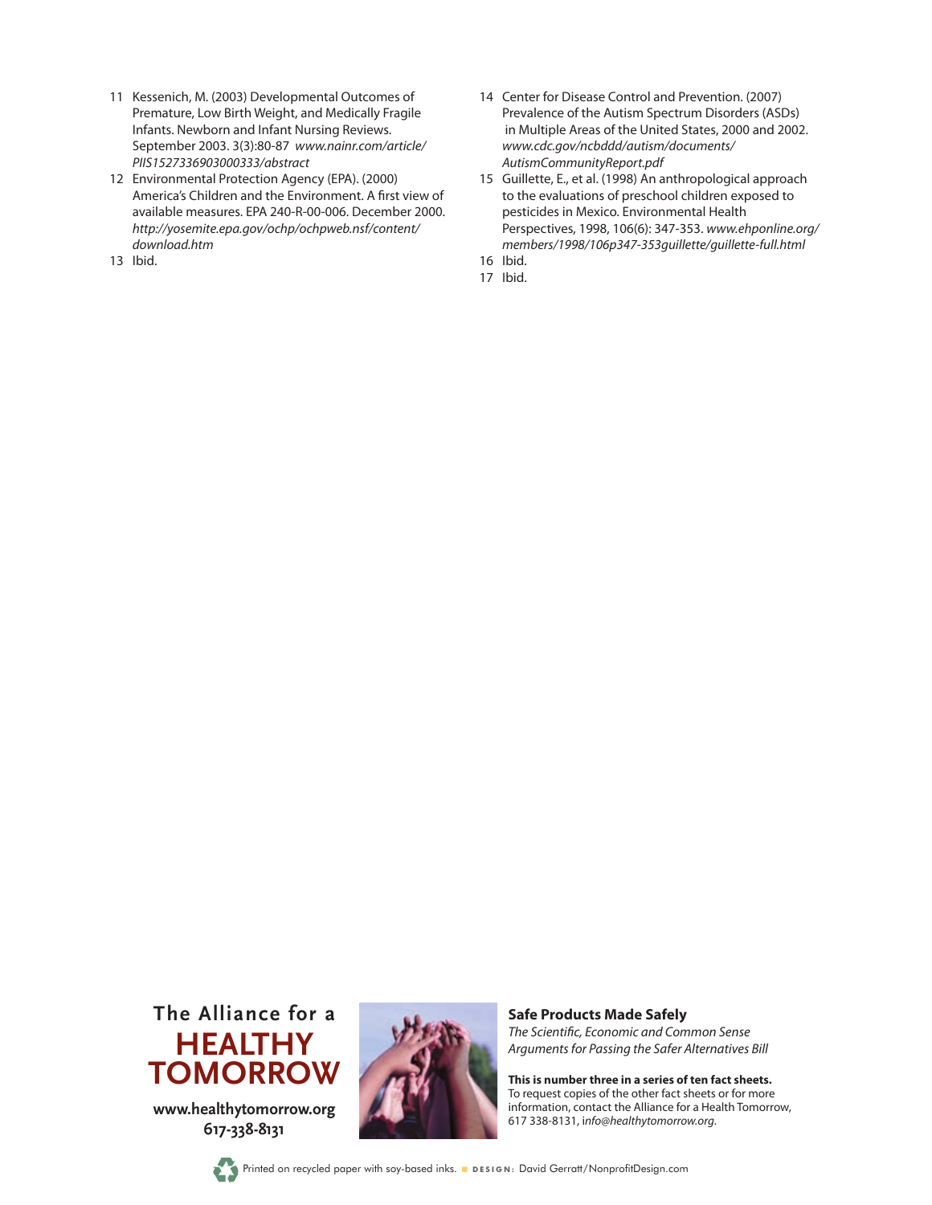11 Kessenich, M. (2003) Developmental Outcomes of Premature, Low Birth Weight, and Medically Fragile Infants. Newborn and Infant Nursing Reviews. September 2003. 3(3):80-87 *www.nainr.com/article/PIIS1527336903000333/abstract*

12 Environmental Protection Agency (EPA). (2000) America's Children and the Environment. A first view of available measures. EPA 240-R-00-006. December 2000. *http://yosemite.epa.gov/ochp/ochpweb.nsf/content/download.htm*

13 Ibid.

14 Center for Disease Control and Prevention. (2007) Prevalence of the Autism Spectrum Disorders (ASDs) in Multiple Areas of the United States, 2000 and 2002. *www.cdc.gov/ncbddd/autism/documents/AutismCommunityReport.pdf*

15 Guillette, E., et al. (1998) An anthropological approach to the evaluations of preschool children exposed to pesticides in Mexico. Environmental Health Perspectives, 1998, 106(6): 347-353. *www.ehponline.org/members/1998/106p347-353guillette/guillette-full.html*

16 Ibid.

17 Ibid.

The Alliance for a
**HEALTHY TOMORROW**

**www.healthytomorrow.org**
**617-338-8131**

**Safe Products Made Safely**
*The Scientific, Economic and Common Sense Arguments for Passing the Safer Alternatives Bill*

**This is number three in a series of ten fact sheets.**
To request copies of the other fact sheets or for more information, contact the Alliance for a Health Tomorrow, 617 338-8131, *info@healthytomorrow.org.*

Printed on recycled paper with soy-based inks. DESIGN: David Gerratt/NonprofitDesign.com